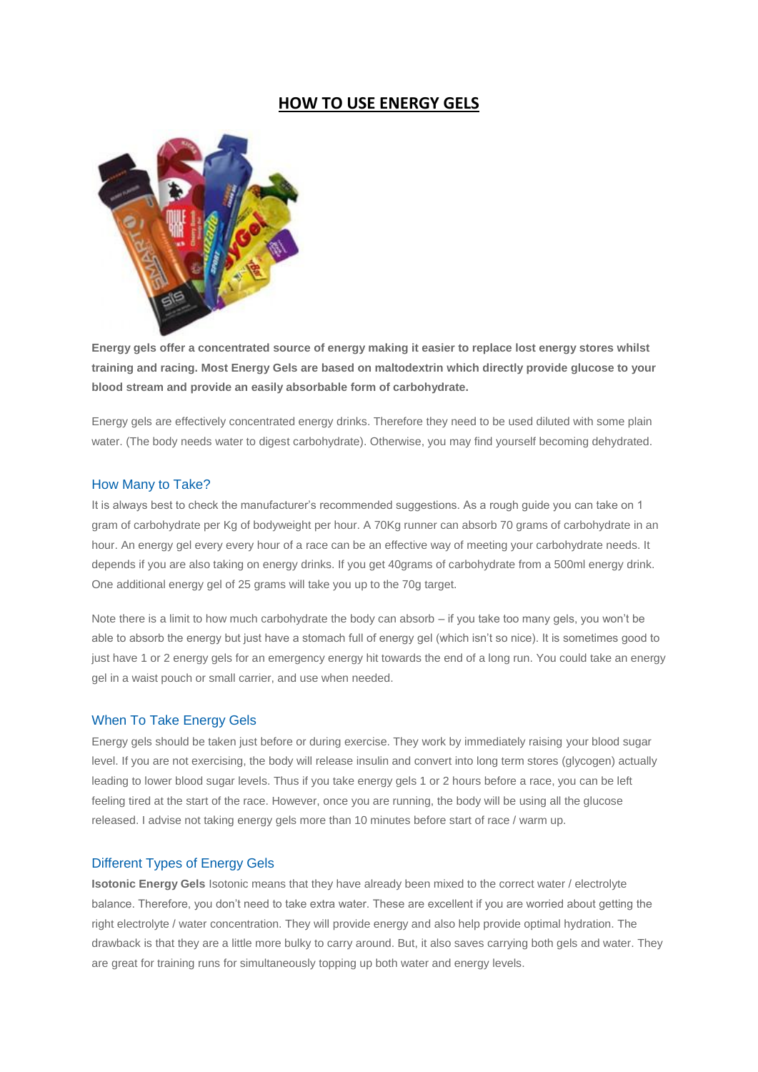# HOW TO USE ENERGY GELS

**Energy gels offer a concentrated source of energy making it easier to replace lost energy stores whilst training and racing. Most Energy Gels are based on maltodextrin which directly provide glucose to your blood stream and provide an easily absorbable form of carbohydrate.**

Energy gels are effectively concentrated energy drinks. Therefore they need to be used diluted with some plain water. (The body needs water to digest carbohydrate). Otherwise, you may find yourself becoming dehydrated.

## How Many to Take?

It is always best to check the manufacturer's recommended suggestions. As a rough guide you can take on 1 gram of carbohydrate per Kg of bodyweight per hour. A 70Kg runner can absorb 70 grams of carbohydrate in an hour. An energy gel every every hour of a race can be an effective way of meeting your carbohydrate needs. It depends if you are also taking on energy drinks. If you get 40grams of carbohydrate from a 500ml energy drink. One additional energy gel of 25 grams will take you up to the 70g target.

Note there is a limit to how much carbohydrate the body can absorb – if you take too many gels, you won't be able to absorb the energy but just have a stomach full of energy gel (which isn't so nice). It is sometimes good to just have 1 or 2 energy gels for an emergency energy hit towards the end of a long run. You could take an energy gel in a waist pouch or small carrier, and use when needed.

## When To Take Energy Gels

Energy gels should be taken just before or during exercise. They work by immediately raising your blood sugar level. If you are not exercising, the body will release insulin and convert into long term stores (glycogen) actually leading to lower blood sugar levels. Thus if you take energy gels 1 or 2 hours before a race, you can be left feeling tired at the start of the race. However, once you are running, the body will be using all the glucose released. I advise not taking energy gels more than 10 minutes before start of race / warm up.

## Different Types of Energy Gels

**Isotonic Energy Gels** Isotonic means that they have already been mixed to the correct water / electrolyte balance. Therefore, you don't need to take extra water. These are excellent if you are worried about getting the right electrolyte / water concentration. They will provide energy and also help provide optimal hydration. The drawback is that they are a little more bulky to carry around. But, it also saves carrying both gels and water. They are great for training runs for simultaneously topping up both water and energy levels.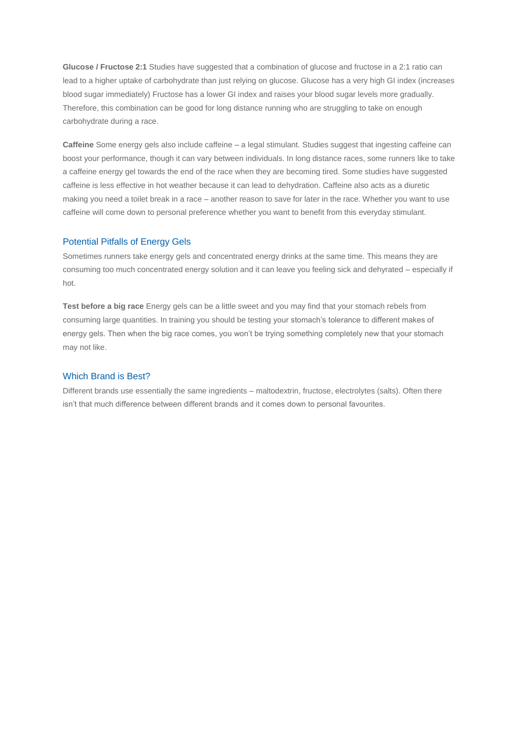**Glucose / Fructose 2:1** Studies have suggested that a combination of glucose and fructose in a 2:1 ratio can lead to a higher uptake of carbohydrate than just relying on glucose. Glucose has a very high GI index (increases blood sugar immediately) Fructose has a lower GI index and raises your blood sugar levels more gradually. Therefore, this combination can be good for long distance running who are struggling to take on enough carbohydrate during a race.

**Caffeine** Some energy gels also include caffeine – a legal stimulant. Studies suggest that ingesting caffeine can boost your performance, though it can vary between individuals. In long distance races, some runners like to take a caffeine energy gel towards the end of the race when they are becoming tired. Some studies have suggested caffeine is less effective in hot weather because it can lead to dehydration. Caffeine also acts as a diuretic making you need a toilet break in a race – another reason to save for later in the race. Whether you want to use caffeine will come down to personal preference whether you want to benefit from this everyday stimulant.

## Potential Pitfalls of Energy Gels

Sometimes runners take energy gels and concentrated energy drinks at the same time. This means they are consuming too much concentrated energy solution and it can leave you feeling sick and dehyrated – especially if hot.

**Test before a big race** Energy gels can be a little sweet and you may find that your stomach rebels from consuming large quantities. In training you should be testing your stomach's tolerance to different makes of energy gels. Then when the big race comes, you won't be trying something completely new that your stomach may not like.

## Which Brand is Best?

Different brands use essentially the same ingredients – maltodextrin, fructose, electrolytes (salts). Often there isn't that much difference between different brands and it comes down to personal favourites.